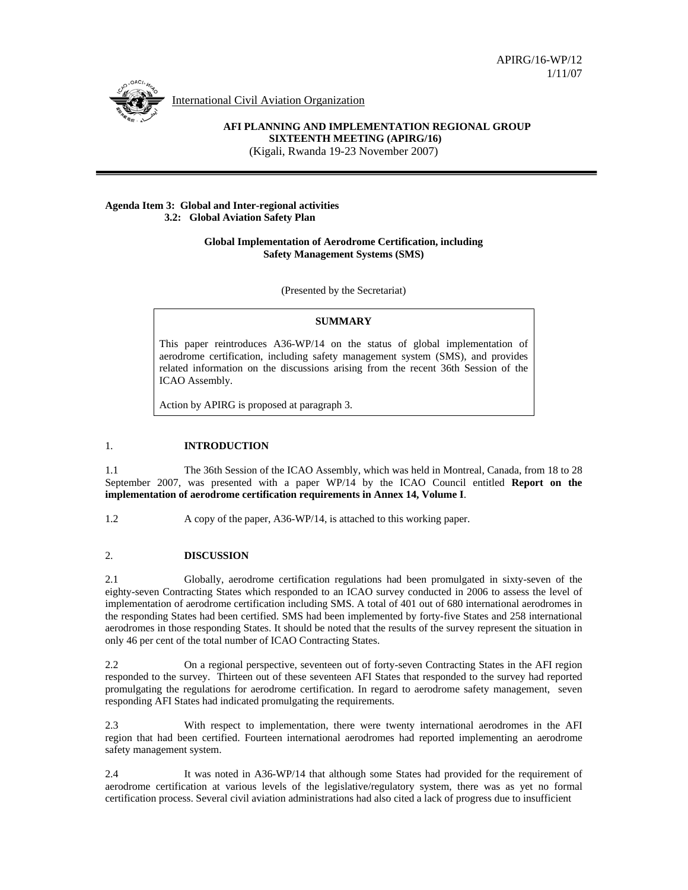APIRG/16-WP/12
1/11/07

International Civil Aviation Organization

**AFI PLANNING AND IMPLEMENTATION REGIONAL GROUP**
**SIXTEENTH MEETING (APIRG/16)**
(Kigali, Rwanda 19-23 November 2007)

**Agenda Item 3: Global and Inter-regional activities**
**3.2: Global Aviation Safety Plan**

**Global Implementation of Aerodrome Certification, including Safety Management Systems (SMS)**

(Presented by the Secretariat)

**SUMMARY**

This paper reintroduces A36-WP/14 on the status of global implementation of aerodrome certification, including safety management system (SMS), and provides related information on the discussions arising from the recent 36th Session of the ICAO Assembly.

Action by APIRG is proposed at paragraph 3.

## 1. INTRODUCTION

1.1 The 36th Session of the ICAO Assembly, which was held in Montreal, Canada, from 18 to 28 September 2007, was presented with a paper WP/14 by the ICAO Council entitled **Report on the implementation of aerodrome certification requirements in Annex 14, Volume I**.

1.2 A copy of the paper, A36-WP/14, is attached to this working paper.

## 2. DISCUSSION

2.1 Globally, aerodrome certification regulations had been promulgated in sixty-seven of the eighty-seven Contracting States which responded to an ICAO survey conducted in 2006 to assess the level of implementation of aerodrome certification including SMS. A total of 401 out of 680 international aerodromes in the responding States had been certified. SMS had been implemented by forty-five States and 258 international aerodromes in those responding States. It should be noted that the results of the survey represent the situation in only 46 per cent of the total number of ICAO Contracting States.

2.2 On a regional perspective, seventeen out of forty-seven Contracting States in the AFI region responded to the survey. Thirteen out of these seventeen AFI States that responded to the survey had reported promulgating the regulations for aerodrome certification. In regard to aerodrome safety management, seven responding AFI States had indicated promulgating the requirements.

2.3 With respect to implementation, there were twenty international aerodromes in the AFI region that had been certified. Fourteen international aerodromes had reported implementing an aerodrome safety management system.

2.4 It was noted in A36-WP/14 that although some States had provided for the requirement of aerodrome certification at various levels of the legislative/regulatory system, there was as yet no formal certification process. Several civil aviation administrations had also cited a lack of progress due to insufficient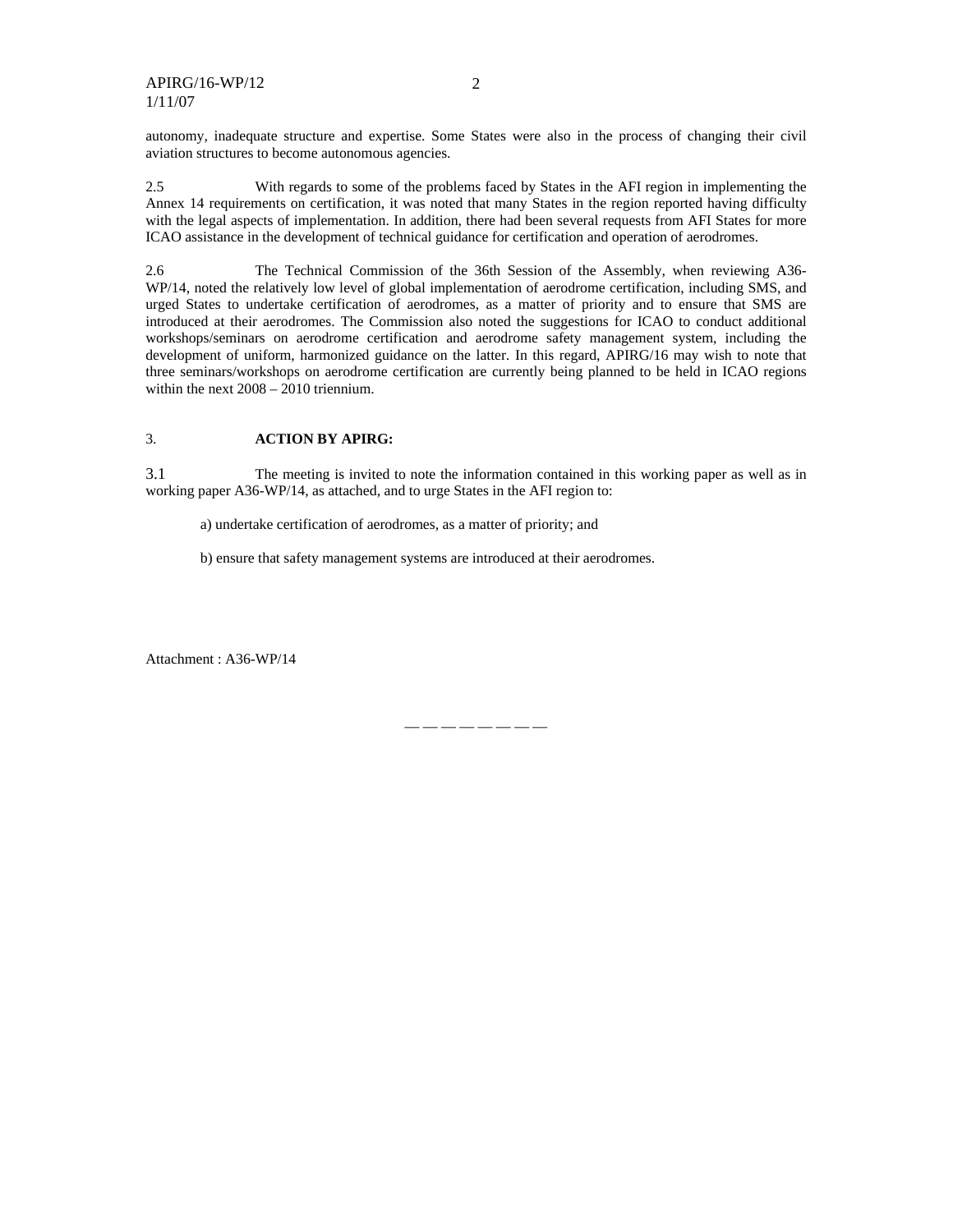autonomy, inadequate structure and expertise. Some States were also in the process of changing their civil aviation structures to become autonomous agencies.

2.5 With regards to some of the problems faced by States in the AFI region in implementing the Annex 14 requirements on certification, it was noted that many States in the region reported having difficulty with the legal aspects of implementation. In addition, there had been several requests from AFI States for more ICAO assistance in the development of technical guidance for certification and operation of aerodromes.

2.6 The Technical Commission of the 36th Session of the Assembly, when reviewing A36-WP/14, noted the relatively low level of global implementation of aerodrome certification, including SMS, and urged States to undertake certification of aerodromes, as a matter of priority and to ensure that SMS are introduced at their aerodromes. The Commission also noted the suggestions for ICAO to conduct additional workshops/seminars on aerodrome certification and aerodrome safety management system, including the development of uniform, harmonized guidance on the latter. In this regard, APIRG/16 may wish to note that three seminars/workshops on aerodrome certification are currently being planned to be held in ICAO regions within the next 2008 – 2010 triennium.

## 3. ACTION BY APIRG:

3.1 The meeting is invited to note the information contained in this working paper as well as in working paper A36-WP/14, as attached, and to urge States in the AFI region to:

a) undertake certification of aerodromes, as a matter of priority; and

b) ensure that safety management systems are introduced at their aerodromes.

Attachment : A36-WP/14

— — — — — — — —